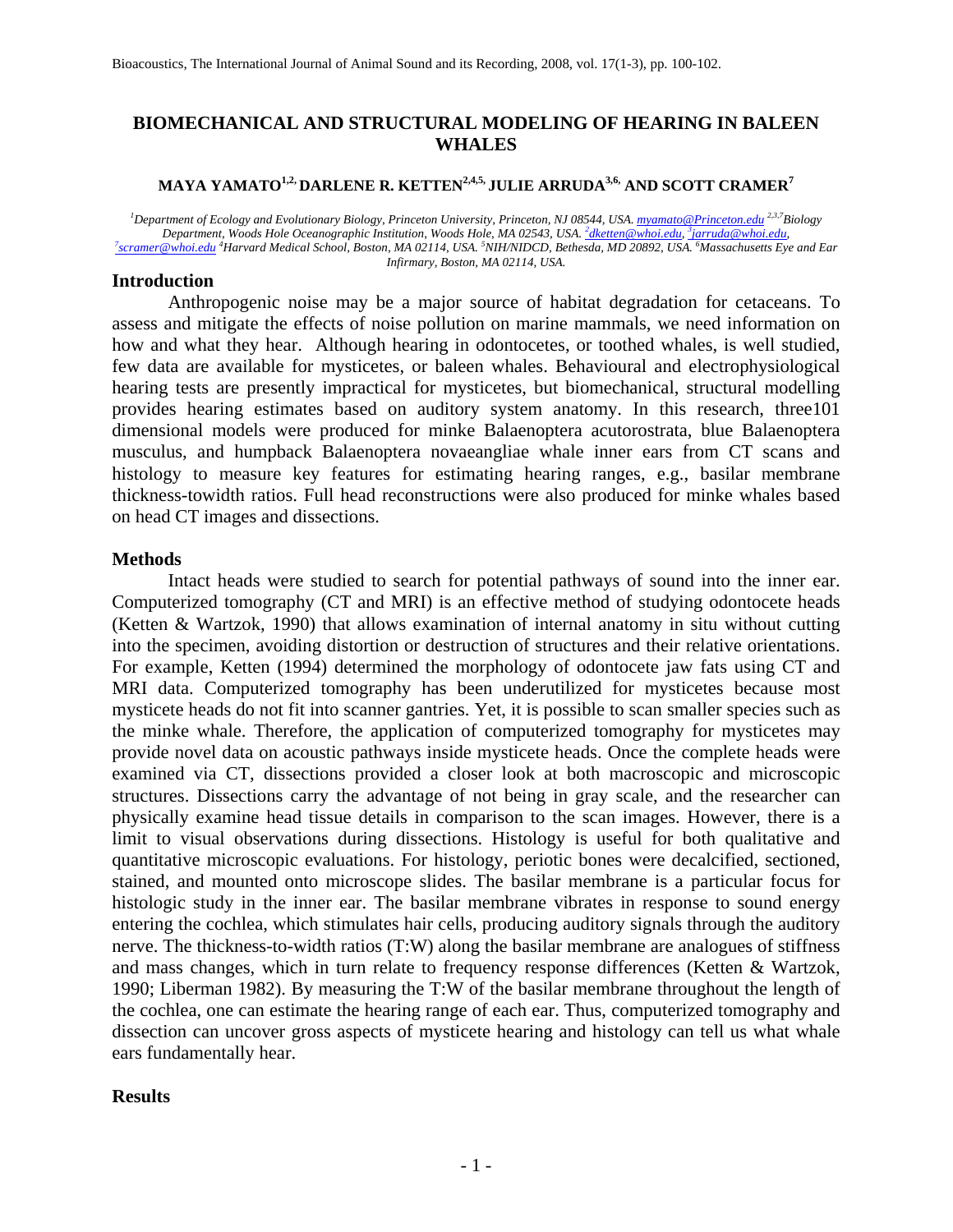# BIOMECHANICAL AND STRUCTURAL MODELING OF HEARING IN BALEEN WHALES

**MAYA YAMATO[1,2] DARLENE R. KETTEN[2,4,5] JULIE ARRUDA[3,6] AND SCOTT CRAMER[7]**

*[1]Department of Ecology and Evolutionary Biology, Princeton University, Princeton, NJ 08544, USA. myamato@Princeton.edu [2,3,7]Biology Department, Woods Hole Oceanographic Institution, Woods Hole, MA 02543, USA. [2]dketten@whoi.edu, [3]jarruda@whoi.edu, [7]scramer@whoi.edu [4]Harvard Medical School, Boston, MA 02114, USA. [5]NIH/NIDCD, Bethesda, MD 20892, USA. [6]Massachusetts Eye and Ear Infirmary, Boston, MA 02114, USA.*

## Introduction

Anthropogenic noise may be a major source of habitat degradation for cetaceans. To assess and mitigate the effects of noise pollution on marine mammals, we need information on how and what they hear. Although hearing in odontocetes, or toothed whales, is well studied, few data are available for mysticetes, or baleen whales. Behavioural and electrophysiological hearing tests are presently impractical for mysticetes, but biomechanical, structural modelling provides hearing estimates based on auditory system anatomy. In this research, three101 dimensional models were produced for minke Balaenoptera acutorostrata, blue Balaenoptera musculus, and humpback Balaenoptera novaeangliae whale inner ears from CT scans and histology to measure key features for estimating hearing ranges, e.g., basilar membrane thickness-towidth ratios. Full head reconstructions were also produced for minke whales based on head CT images and dissections.

## Methods

Intact heads were studied to search for potential pathways of sound into the inner ear. Computerized tomography (CT and MRI) is an effective method of studying odontocete heads (Ketten & Wartzok, 1990) that allows examination of internal anatomy in situ without cutting into the specimen, avoiding distortion or destruction of structures and their relative orientations. For example, Ketten (1994) determined the morphology of odontocete jaw fats using CT and MRI data. Computerized tomography has been underutilized for mysticetes because most mysticete heads do not fit into scanner gantries. Yet, it is possible to scan smaller species such as the minke whale. Therefore, the application of computerized tomography for mysticetes may provide novel data on acoustic pathways inside mysticete heads. Once the complete heads were examined via CT, dissections provided a closer look at both macroscopic and microscopic structures. Dissections carry the advantage of not being in gray scale, and the researcher can physically examine head tissue details in comparison to the scan images. However, there is a limit to visual observations during dissections. Histology is useful for both qualitative and quantitative microscopic evaluations. For histology, periotic bones were decalcified, sectioned, stained, and mounted onto microscope slides. The basilar membrane is a particular focus for histologic study in the inner ear. The basilar membrane vibrates in response to sound energy entering the cochlea, which stimulates hair cells, producing auditory signals through the auditory nerve. The thickness-to-width ratios (T:W) along the basilar membrane are analogues of stiffness and mass changes, which in turn relate to frequency response differences (Ketten & Wartzok, 1990; Liberman 1982). By measuring the T:W of the basilar membrane throughout the length of the cochlea, one can estimate the hearing range of each ear. Thus, computerized tomography and dissection can uncover gross aspects of mysticete hearing and histology can tell us what whale ears fundamentally hear.

## Results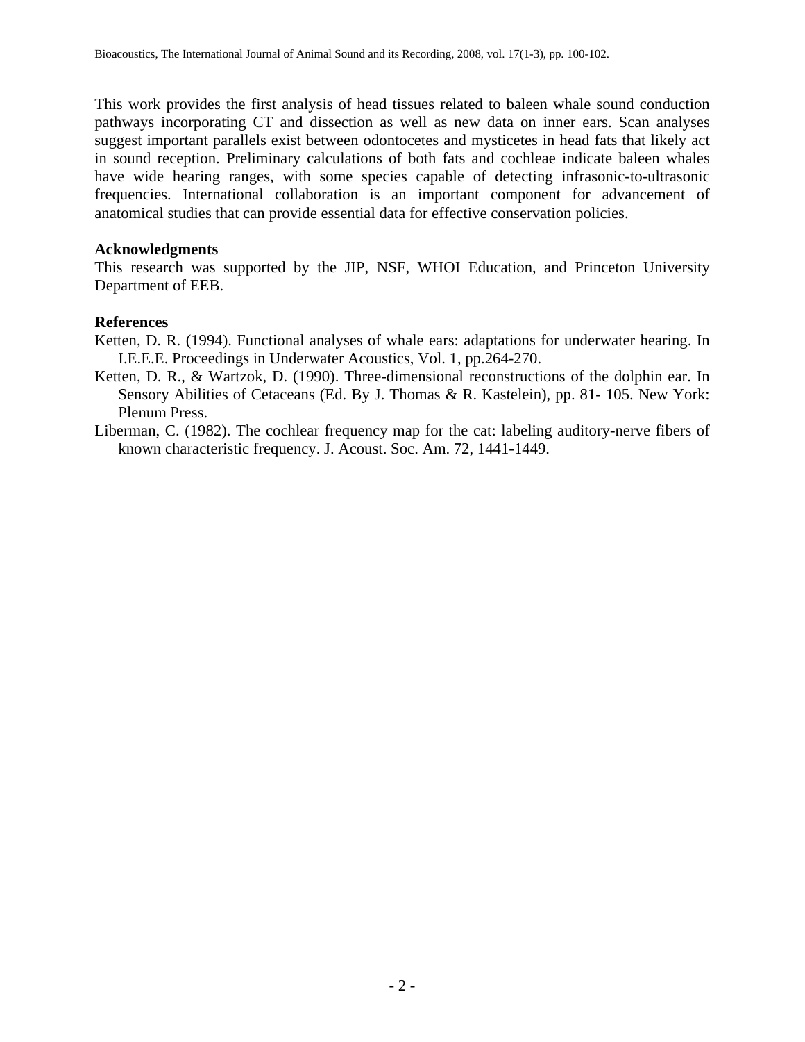This work provides the first analysis of head tissues related to baleen whale sound conduction pathways incorporating CT and dissection as well as new data on inner ears. Scan analyses suggest important parallels exist between odontocetes and mysticetes in head fats that likely act in sound reception. Preliminary calculations of both fats and cochleae indicate baleen whales have wide hearing ranges, with some species capable of detecting infrasonic-to-ultrasonic frequencies. International collaboration is an important component for advancement of anatomical studies that can provide essential data for effective conservation policies.

**Acknowledgments**

This research was supported by the JIP, NSF, WHOI Education, and Princeton University Department of EEB.

**References**

Ketten, D. R. (1994). Functional analyses of whale ears: adaptations for underwater hearing. In I.E.E.E. Proceedings in Underwater Acoustics, Vol. 1, pp.264-270.

Ketten, D. R., & Wartzok, D. (1990). Three-dimensional reconstructions of the dolphin ear. In Sensory Abilities of Cetaceans (Ed. By J. Thomas & R. Kastelein), pp. 81- 105. New York: Plenum Press.

Liberman, C. (1982). The cochlear frequency map for the cat: labeling auditory-nerve fibers of known characteristic frequency. J. Acoust. Soc. Am. 72, 1441-1449.